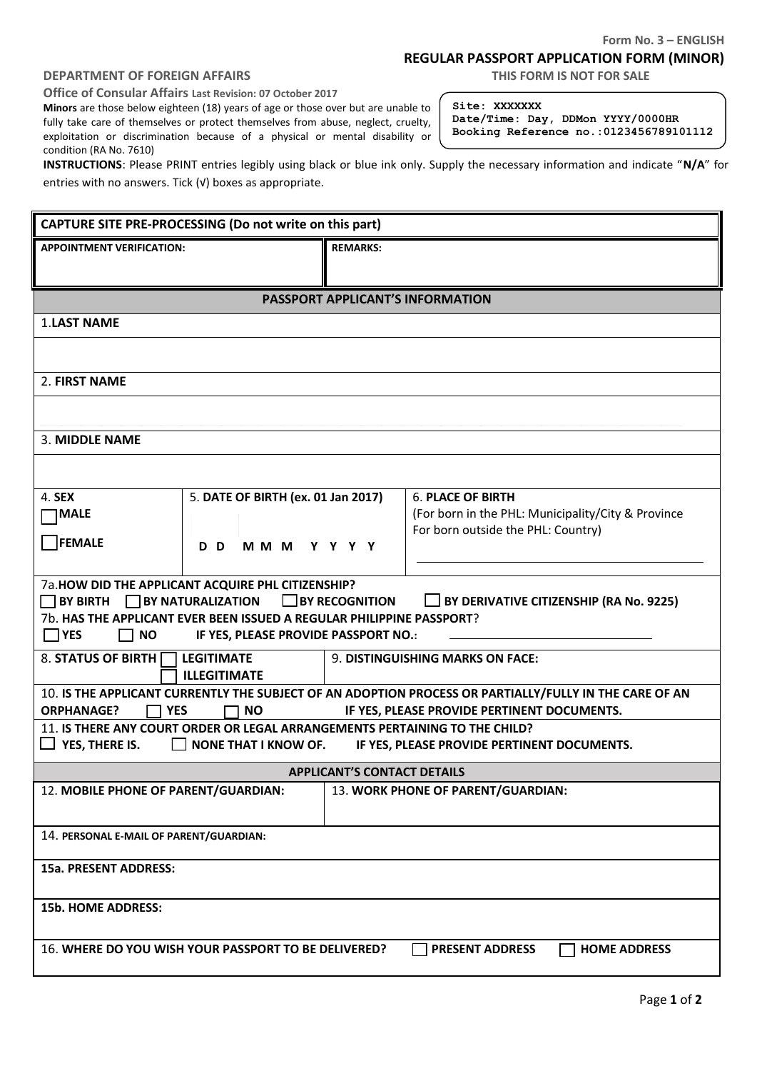Form No. 3 – ENGLISH

# REGULAR PASSPORT APPLICATION FORM (MINOR)

**DEPARTMENT OF FOREIGN AFFAIRS**

**THIS FORM IS NOT FOR SALE**

**Office of Consular Affairs** **Last Revision: 07 October 2017**

**Minors** are those below eighteen (18) years of age or those over but are unable to fully take care of themselves or protect themselves from abuse, neglect, cruelty, exploitation or discrimination because of a physical or mental disability or condition (RA No. 7610)

```
Site: XXXXXXX
Date/Time: Day, DDMon YYYY/0000HR
Booking Reference no.:0123456789101112
```

**INSTRUCTIONS**: Please PRINT entries legibly using black or blue ink only. Supply the necessary information and indicate "**N/A**" for entries with no answers. Tick (√) boxes as appropriate.

| **CAPTURE SITE PRE-PROCESSING (Do not write on this part)** | |
|---|---|
| **APPOINTMENT VERIFICATION:** | **REMARKS:** |

## PASSPORT APPLICANT'S INFORMATION

1. **LAST NAME**

2. **FIRST NAME**

3. **MIDDLE NAME**

| 4. **SEX** | 5. **DATE OF BIRTH (ex. 01 Jan 2017)** | 6. **PLACE OF BIRTH** (For born in the PHL: Municipality/City & Province For born outside the PHL: Country) |
|---|---|---|
| ☐ **MALE** ☐ **FEMALE** | **D D M M M Y Y Y Y** | ______________________ |

7a. **HOW DID THE APPLICANT ACQUIRE PHL CITIZENSHIP?**
☐ **BY BIRTH** ☐ **BY NATURALIZATION** ☐ **BY RECOGNITION** ☐ **BY DERIVATIVE CITIZENSHIP (RA No. 9225)**

7b. **HAS THE APPLICANT EVER BEEN ISSUED A REGULAR PHILIPPINE PASSPORT**?
☐ **YES** ☐ **NO** **IF YES, PLEASE PROVIDE PASSPORT NO.**: ______________________

| 8. **STATUS OF BIRTH** ☐ **LEGITIMATE** ☐ **ILLEGITIMATE** | 9. **DISTINGUISHING MARKS ON FACE:** |
|---|---|

10. **IS THE APPLICANT CURRENTLY THE SUBJECT OF AN ADOPTION PROCESS OR PARTIALLY/FULLY IN THE CARE OF AN ORPHANAGE?** ☐ **YES** ☐ **NO** **IF YES, PLEASE PROVIDE PERTINENT DOCUMENTS.**

11. **IS THERE ANY COURT ORDER OR LEGAL ARRANGEMENTS PERTAINING TO THE CHILD?**
☐ **YES, THERE IS.** ☐ **NONE THAT I KNOW OF.** **IF YES, PLEASE PROVIDE PERTINENT DOCUMENTS.**

## APPLICANT'S CONTACT DETAILS

| 12. **MOBILE PHONE OF PARENT/GUARDIAN:** | 13. **WORK PHONE OF PARENT/GUARDIAN:** |
|---|---|

14. **PERSONAL E-MAIL OF PARENT/GUARDIAN:**

**15a. PRESENT ADDRESS:**

**15b. HOME ADDRESS:**

16. **WHERE DO YOU WISH YOUR PASSPORT TO BE DELIVERED?** ☐ **PRESENT ADDRESS** ☐ **HOME ADDRESS**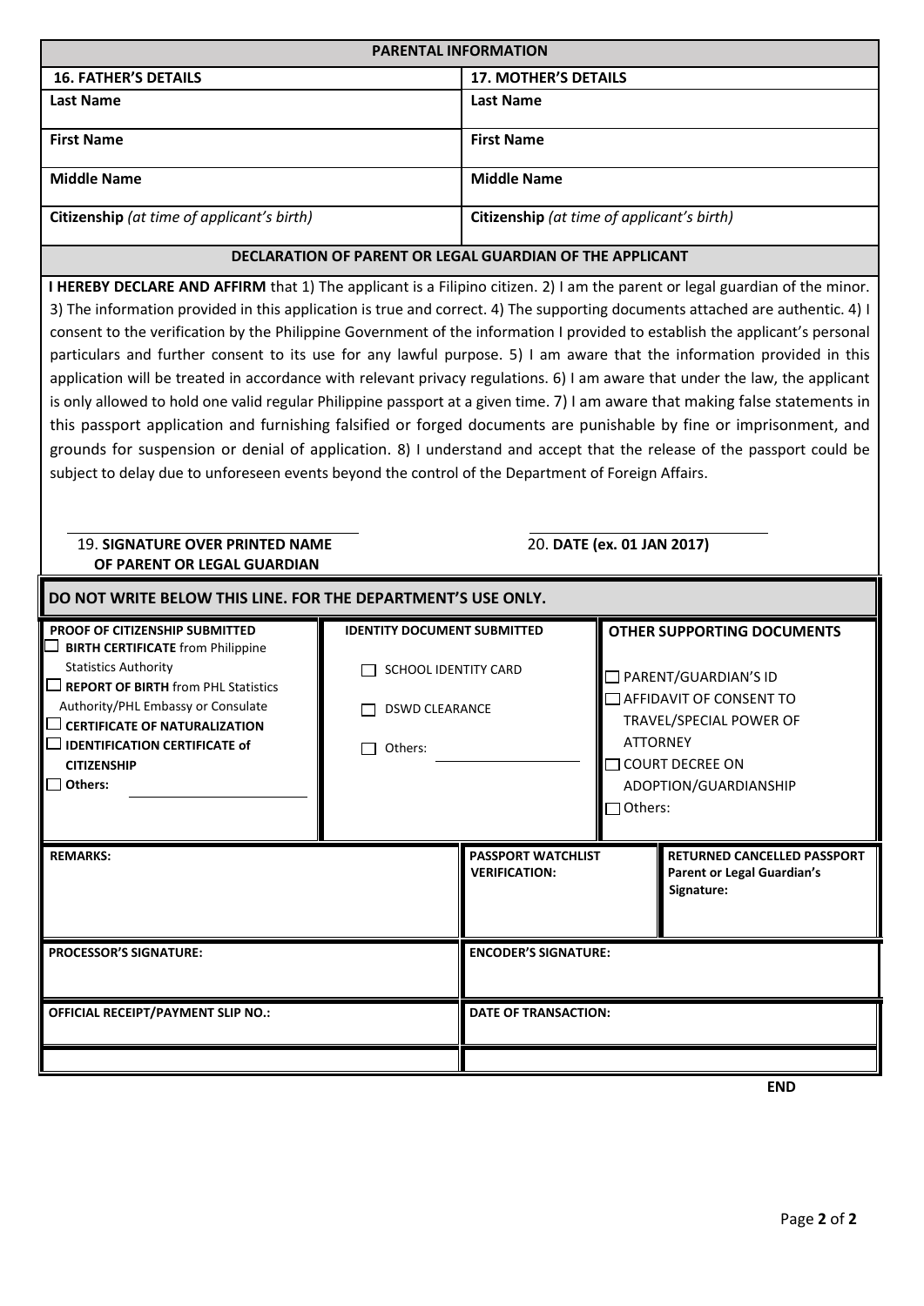## PARENTAL INFORMATION

| 16. FATHER'S DETAILS | 17. MOTHER'S DETAILS |
|---|---|
| **Last Name** | **Last Name** |
| **First Name** | **First Name** |
| **Middle Name** | **Middle Name** |
| **Citizenship** *(at time of applicant's birth)* | **Citizenship** *(at time of applicant's birth)* |

## DECLARATION OF PARENT OR LEGAL GUARDIAN OF THE APPLICANT

**I HEREBY DECLARE AND AFFIRM** that 1) The applicant is a Filipino citizen. 2) I am the parent or legal guardian of the minor. 3) The information provided in this application is true and correct. 4) The supporting documents attached are authentic. 4) I consent to the verification by the Philippine Government of the information I provided to establish the applicant's personal particulars and further consent to its use for any lawful purpose. 5) I am aware that the information provided in this application will be treated in accordance with relevant privacy regulations. 6) I am aware that under the law, the applicant is only allowed to hold one valid regular Philippine passport at a given time. 7) I am aware that making false statements in this passport application and furnishing falsified or forged documents are punishable by fine or imprisonment, and grounds for suspension or denial of application. 8) I understand and accept that the release of the passport could be subject to delay due to unforeseen events beyond the control of the Department of Foreign Affairs.

19. **SIGNATURE OVER PRINTED NAME OF PARENT OR LEGAL GUARDIAN**

20. **DATE (ex. 01 JAN 2017)**

## DO NOT WRITE BELOW THIS LINE. FOR THE DEPARTMENT'S USE ONLY.

| PROOF OF CITIZENSHIP SUBMITTED | IDENTITY DOCUMENT SUBMITTED | OTHER SUPPORTING DOCUMENTS |
|---|---|---|
| ☐ **BIRTH CERTIFICATE** from Philippine Statistics Authority<br>☐ **REPORT OF BIRTH** from PHL Statistics Authority/PHL Embassy or Consulate<br>☐ **CERTIFICATE OF NATURALIZATION**<br>☐ **IDENTIFICATION CERTIFICATE of CITIZENSHIP**<br>☐ **Others:** | ☐ SCHOOL IDENTITY CARD<br>☐ DSWD CLEARANCE<br>☐ Others: | ☐ PARENT/GUARDIAN'S ID<br>☐ AFFIDAVIT OF CONSENT TO TRAVEL/SPECIAL POWER OF ATTORNEY<br>☐ COURT DECREE ON ADOPTION/GUARDIANSHIP<br>☐ Others: |

| REMARKS: | PASSPORT WATCHLIST VERIFICATION: | RETURNED CANCELLED PASSPORT Parent or Legal Guardian's Signature: |
|---|---|---|
| | | |

| PROCESSOR'S SIGNATURE: | ENCODER'S SIGNATURE: |
|---|---|
| **OFFICIAL RECEIPT/PAYMENT SLIP NO.:** | **DATE OF TRANSACTION:** |
| | |

**END**